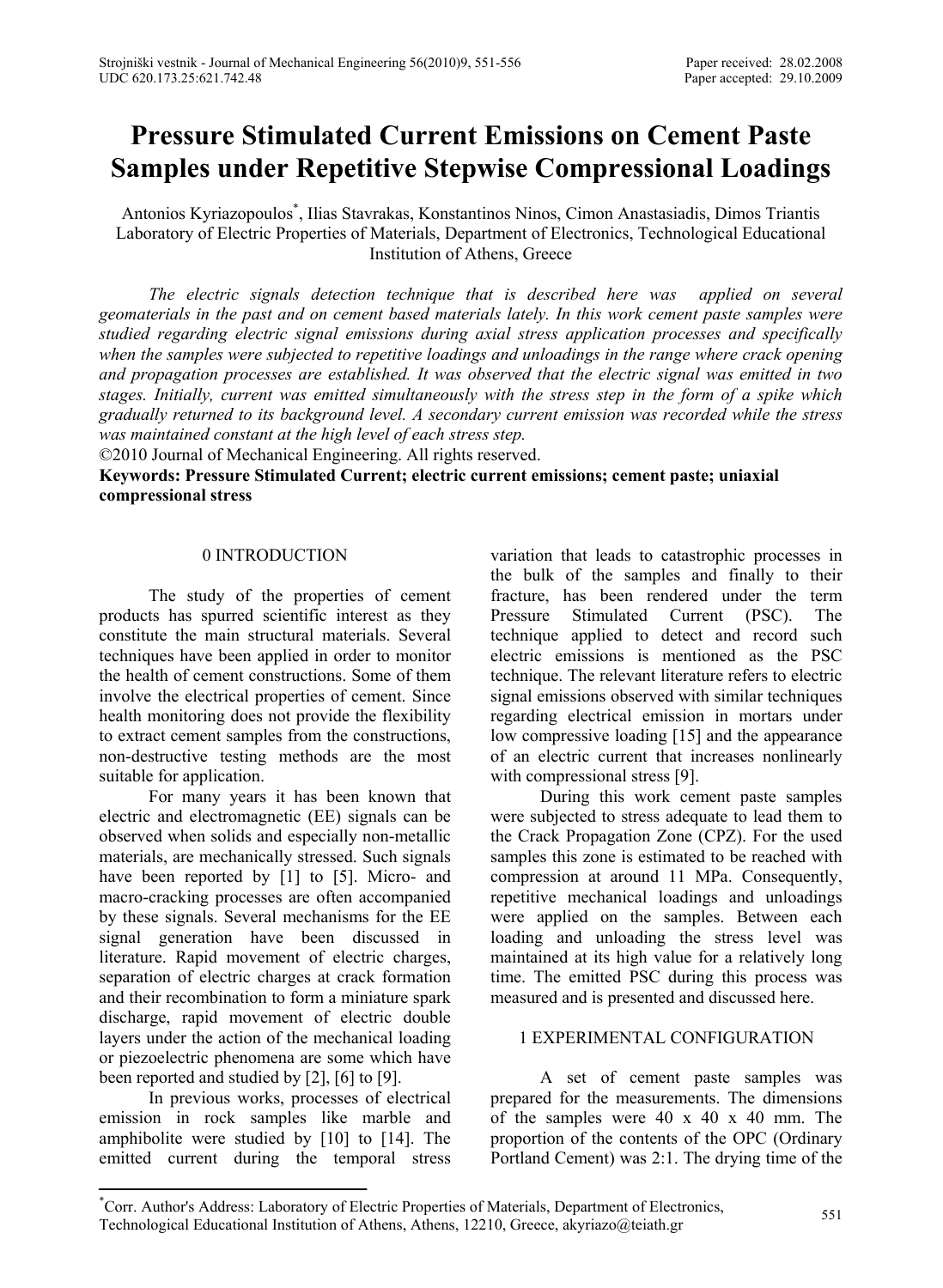# Pressure Stimulated Current Emissions on Cement Paste Samples under Repetitive Stepwise Compressional Loadings

Antonios Kyriazopoulos[*], Ilias Stavrakas, Konstantinos Ninos, Cimon Anastasiadis, Dimos Triantis
Laboratory of Electric Properties of Materials, Department of Electronics, Technological Educational Institution of Athens, Greece

*The electric signals detection technique that is described here was applied on several geomaterials in the past and on cement based materials lately. In this work cement paste samples were studied regarding electric signal emissions during axial stress application processes and specifically when the samples were subjected to repetitive loadings and unloadings in the range where crack opening and propagation processes are established. It was observed that the electric signal was emitted in two stages. Initially, current was emitted simultaneously with the stress step in the form of a spike which gradually returned to its background level. A secondary current emission was recorded while the stress was maintained constant at the high level of each stress step.*

©2010 Journal of Mechanical Engineering. All rights reserved.

**Keywords: Pressure Stimulated Current; electric current emissions; cement paste; uniaxial compressional stress**

## 0 INTRODUCTION

The study of the properties of cement products has spurred scientific interest as they constitute the main structural materials. Several techniques have been applied in order to monitor the health of cement constructions. Some of them involve the electrical properties of cement. Since health monitoring does not provide the flexibility to extract cement samples from the constructions, non-destructive testing methods are the most suitable for application.

For many years it has been known that electric and electromagnetic (EE) signals can be observed when solids and especially non-metallic materials, are mechanically stressed. Such signals have been reported by [1] to [5]. Micro- and macro-cracking processes are often accompanied by these signals. Several mechanisms for the EE signal generation have been discussed in literature. Rapid movement of electric charges, separation of electric charges at crack formation and their recombination to form a miniature spark discharge, rapid movement of electric double layers under the action of the mechanical loading or piezoelectric phenomena are some which have been reported and studied by [2], [6] to [9].

In previous works, processes of electrical emission in rock samples like marble and amphibolite were studied by [10] to [14]. The emitted current during the temporal stress variation that leads to catastrophic processes in the bulk of the samples and finally to their fracture, has been rendered under the term Pressure Stimulated Current (PSC). The technique applied to detect and record such electric emissions is mentioned as the PSC technique. The relevant literature refers to electric signal emissions observed with similar techniques regarding electrical emission in mortars under low compressive loading [15] and the appearance of an electric current that increases nonlinearly with compressional stress [9].

During this work cement paste samples were subjected to stress adequate to lead them to the Crack Propagation Zone (CPZ). For the used samples this zone is estimated to be reached with compression at around 11 MPa. Consequently, repetitive mechanical loadings and unloadings were applied on the samples. Between each loading and unloading the stress level was maintained at its high value for a relatively long time. The emitted PSC during this process was measured and is presented and discussed here.

## 1 EXPERIMENTAL CONFIGURATION

A set of cement paste samples was prepared for the measurements. The dimensions of the samples were 40 x 40 x 40 mm. The proportion of the contents of the OPC (Ordinary Portland Cement) was 2:1. The drying time of the

---

[*]Corr. Author's Address: Laboratory of Electric Properties of Materials, Department of Electronics, Technological Educational Institution of Athens, Athens, 12210, Greece, akyriazo@teiath.gr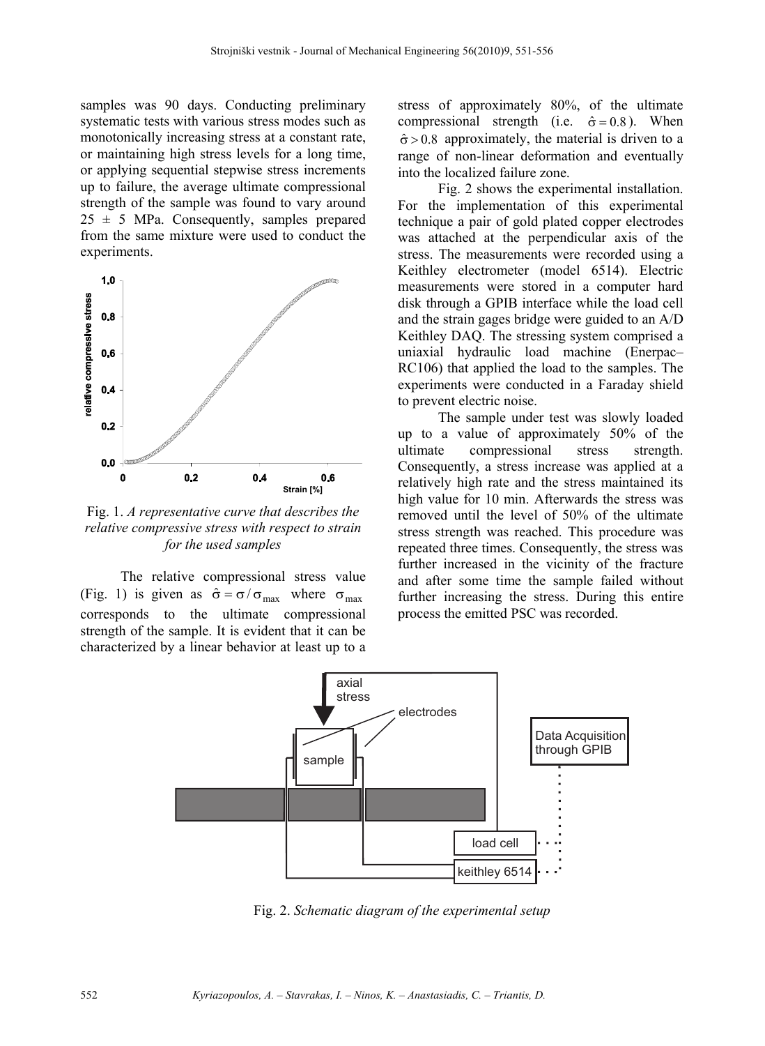samples was 90 days. Conducting preliminary systematic tests with various stress modes such as monotonically increasing stress at a constant rate, or maintaining high stress levels for a long time, or applying sequential stepwise stress increments up to failure, the average ultimate compressional strength of the sample was found to vary around 25 ± 5 MPa. Consequently, samples prepared from the same mixture were used to conduct the experiments.

1.0
0.8
0.6
0.4
0.2
0.0
relative compressive stress
0
0.2
0.4
0.6
Strain [%]

Fig. 1. *A representative curve that describes the relative compressive stress with respect to strain for the used samples*

The relative compressional stress value (Fig. 1) is given as $\hat{\sigma} = \sigma / \sigma_{max}$ where $\sigma_{max}$ corresponds to the ultimate compressional strength of the sample. It is evident that it can be characterized by a linear behavior at least up to a stress of approximately 80%, of the ultimate compressional strength (i.e. $\hat{\sigma} = 0.8$). When $\hat{\sigma} > 0.8$ approximately, the material is driven to a range of non-linear deformation and eventually into the localized failure zone.

Fig. 2 shows the experimental installation. For the implementation of this experimental technique a pair of gold plated copper electrodes was attached at the perpendicular axis of the stress. The measurements were recorded using a Keithley electrometer (model 6514). Electric measurements were stored in a computer hard disk through a GPIB interface while the load cell and the strain gages bridge were guided to an A/D Keithley DAQ. The stressing system comprised a uniaxial hydraulic load machine (Enerpac–RC106) that applied the load to the samples. The experiments were conducted in a Faraday shield to prevent electric noise.

The sample under test was slowly loaded up to a value of approximately 50% of the ultimate compressional stress strength. Consequently, a stress increase was applied at a relatively high rate and the stress maintained its high value for 10 min. Afterwards the stress was removed until the level of 50% of the ultimate stress strength was reached. This procedure was repeated three times. Consequently, the stress was further increased in the vicinity of the fracture and after some time the sample failed without further increasing the stress. During this entire process the emitted PSC was recorded.

axial stress
electrodes
sample
Data Acquisition through GPIB
load cell
keithley 6514

Fig. 2. *Schematic diagram of the experimental setup*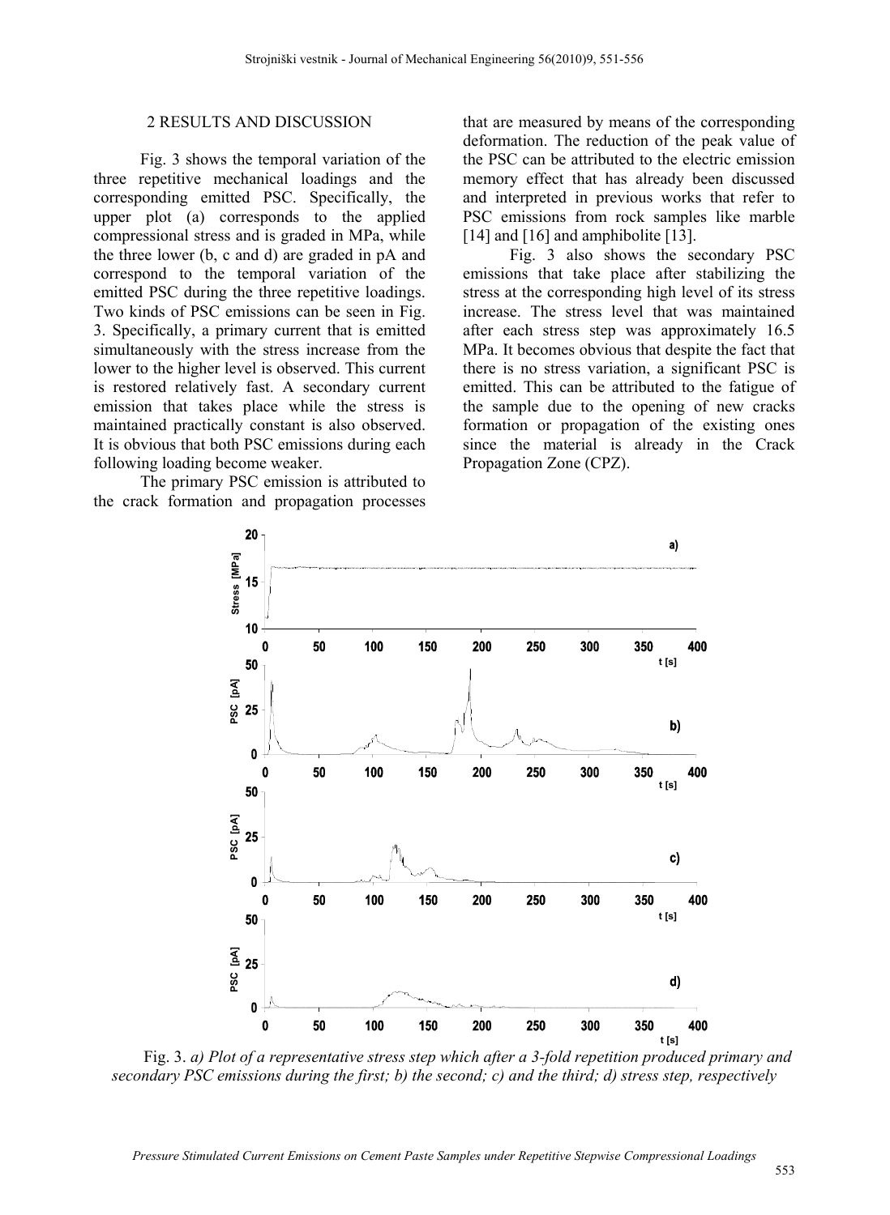## 2 RESULTS AND DISCUSSION

Fig. 3 shows the temporal variation of the three repetitive mechanical loadings and the corresponding emitted PSC. Specifically, the upper plot (a) corresponds to the applied compressional stress and is graded in MPa, while the three lower (b, c and d) are graded in pA and correspond to the temporal variation of the emitted PSC during the three repetitive loadings. Two kinds of PSC emissions can be seen in Fig. 3. Specifically, a primary current that is emitted simultaneously with the stress increase from the lower to the higher level is observed. This current is restored relatively fast. A secondary current emission that takes place while the stress is maintained practically constant is also observed. It is obvious that both PSC emissions during each following loading become weaker.

The primary PSC emission is attributed to the crack formation and propagation processes that are measured by means of the corresponding deformation. The reduction of the peak value of the PSC can be attributed to the electric emission memory effect that has already been discussed and interpreted in previous works that refer to PSC emissions from rock samples like marble [14] and [16] and amphibolite [13].

Fig. 3 also shows the secondary PSC emissions that take place after stabilizing the stress at the corresponding high level of its stress increase. The stress level that was maintained after each stress step was approximately 16.5 MPa. It becomes obvious that despite the fact that there is no stress variation, a significant PSC is emitted. This can be attributed to the fatigue of the sample due to the opening of new cracks formation or propagation of the existing ones since the material is already in the Crack Propagation Zone (CPZ).

a)
Stress [MPa]
20
15
10
0 50 100 150 200 250 300 350 400
t [s]

b)
PSC [pA]
50
25
0
0 50 100 150 200 250 300 350 400
t [s]

c)
PSC [pA]
50
25
0
0 50 100 150 200 250 300 350 400
t [s]

d)
PSC [pA]
50
25
0
0 50 100 150 200 250 300 350 400
t [s]

Fig. 3. *a) Plot of a representative stress step which after a 3-fold repetition produced primary and secondary PSC emissions during the first; b) the second; c) and the third; d) stress step, respectively*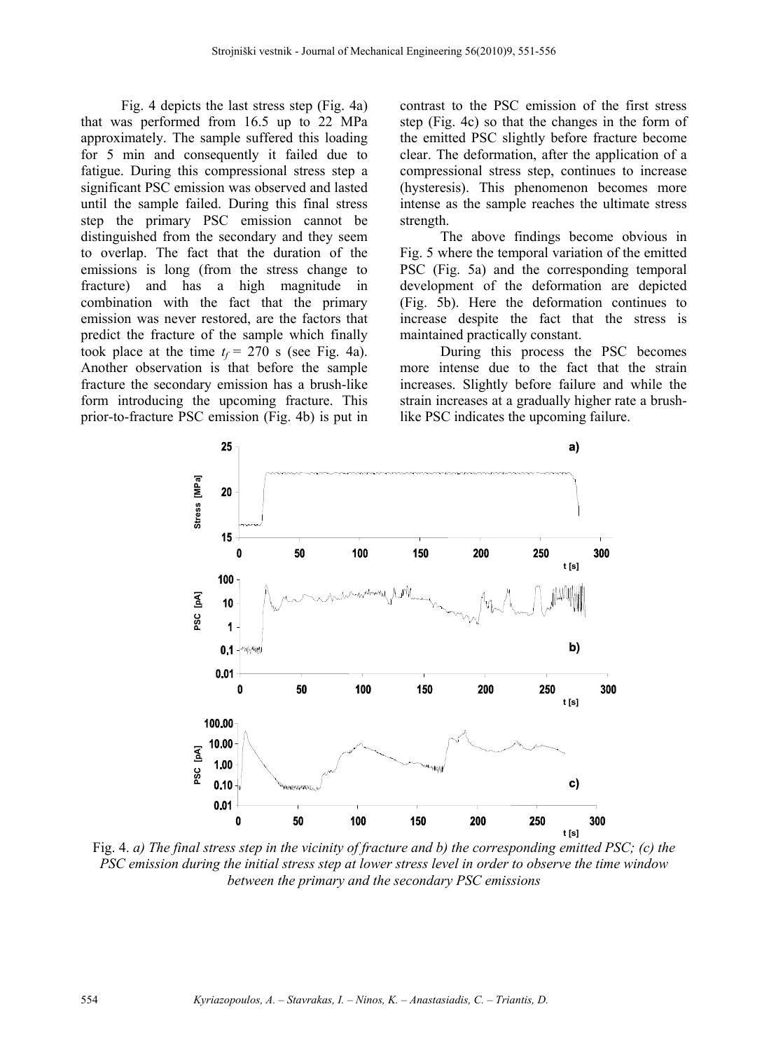Fig. 4 depicts the last stress step (Fig. 4a) that was performed from 16.5 up to 22 MPa approximately. The sample suffered this loading for 5 min and consequently it failed due to fatigue. During this compressional stress step a significant PSC emission was observed and lasted until the sample failed. During this final stress step the primary PSC emission cannot be distinguished from the secondary and they seem to overlap. The fact that the duration of the emissions is long (from the stress change to fracture) and has a high magnitude in combination with the fact that the primary emission was never restored, are the factors that predict the fracture of the sample which finally took place at the time $t_f$ = 270 s (see Fig. 4a). Another observation is that before the sample fracture the secondary emission has a brush-like form introducing the upcoming fracture. This prior-to-fracture PSC emission (Fig. 4b) is put in contrast to the PSC emission of the first stress step (Fig. 4c) so that the changes in the form of the emitted PSC slightly before fracture become clear. The deformation, after the application of a compressional stress step, continues to increase (hysteresis). This phenomenon becomes more intense as the sample reaches the ultimate stress strength.

The above findings become obvious in Fig. 5 where the temporal variation of the emitted PSC (Fig. 5a) and the corresponding temporal development of the deformation are depicted (Fig. 5b). Here the deformation continues to increase despite the fact that the stress is maintained practically constant.

During this process the PSC becomes more intense due to the fact that the strain increases. Slightly before failure and while the strain increases at a gradually higher rate a brush-like PSC indicates the upcoming failure.

a)
Stress [MPa]
25
20
15
0 50 100 150 200 250 300
t [s]

b)
PSC [pA]
100
10
1
0.1
0.01
0 50 100 150 200 250 300
t [s]

c)
PSC [pA]
100.00
10.00
1.00
0.10
0.01
0 50 100 150 200 250 300
t [s]

Fig. 4. *a) The final stress step in the vicinity of fracture and b) the corresponding emitted PSC; (c) the PSC emission during the initial stress step at lower stress level in order to observe the time window between the primary and the secondary PSC emissions*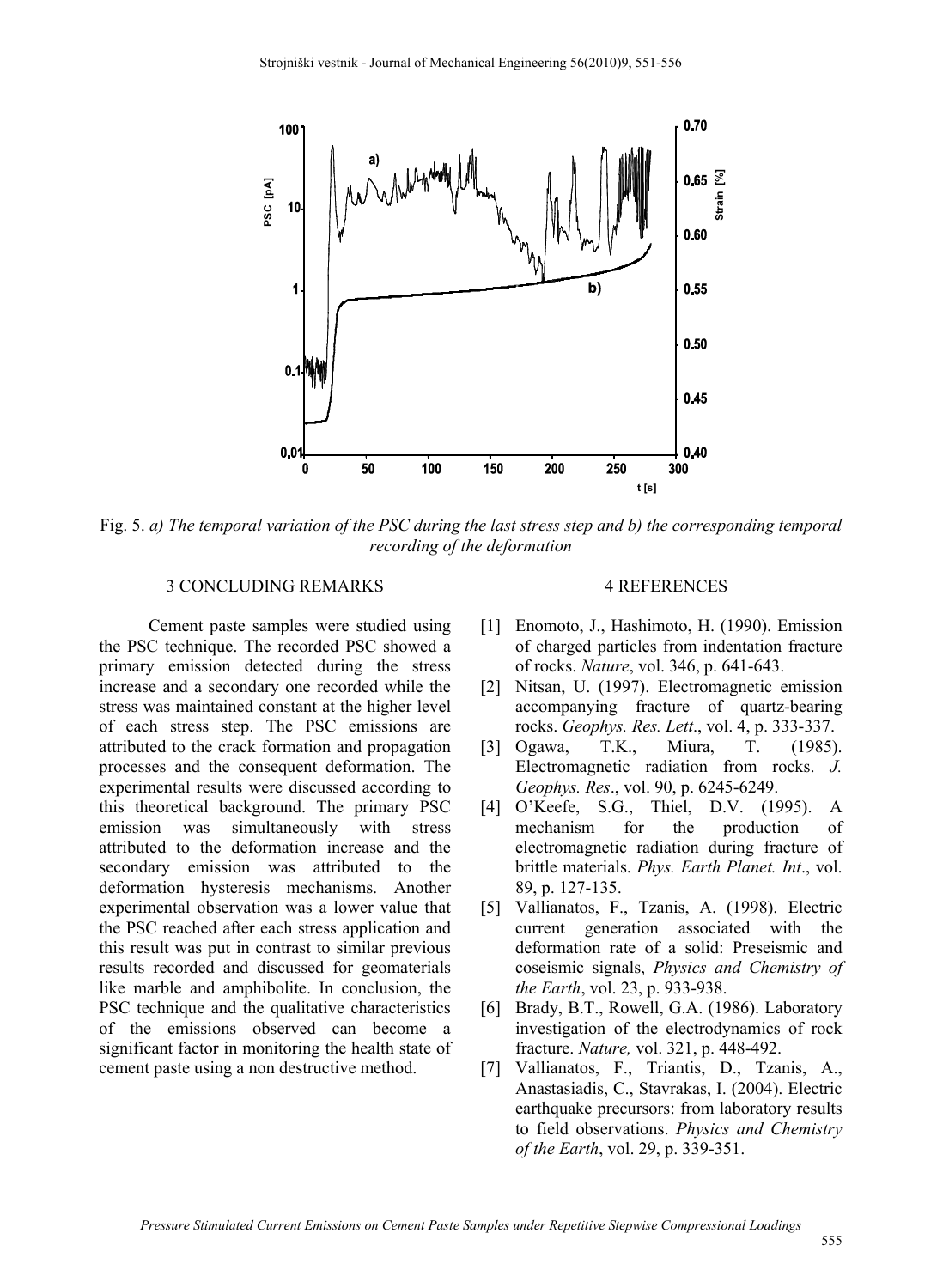100
10
1
0.1
0.01
PSC [pA]
a)
b)
0,70
0,65
0,60
0,55
0,50
0,45
0,40
Strain [%]
0
50
100
150
200
250
300
t [s]

Fig. 5. *a) The temporal variation of the PSC during the last stress step and b) the corresponding temporal recording of the deformation*

## 3 CONCLUDING REMARKS

Cement paste samples were studied using the PSC technique. The recorded PSC showed a primary emission detected during the stress increase and a secondary one recorded while the stress was maintained constant at the higher level of each stress step. The PSC emissions are attributed to the crack formation and propagation processes and the consequent deformation. The experimental results were discussed according to this theoretical background. The primary PSC emission was simultaneously with stress attributed to the deformation increase and the secondary emission was attributed to the deformation hysteresis mechanisms. Another experimental observation was a lower value that the PSC reached after each stress application and this result was put in contrast to similar previous results recorded and discussed for geomaterials like marble and amphibolite. In conclusion, the PSC technique and the qualitative characteristics of the emissions observed can become a significant factor in monitoring the health state of cement paste using a non destructive method.

## 4 REFERENCES

[1] Enomoto, J., Hashimoto, H. (1990). Emission of charged particles from indentation fracture of rocks. *Nature*, vol. 346, p. 641-643.

[2] Nitsan, U. (1997). Electromagnetic emission accompanying fracture of quartz-bearing rocks. *Geophys. Res. Lett*., vol. 4, p. 333-337.

[3] Ogawa, T.K., Miura, T. (1985). Electromagnetic radiation from rocks. *J. Geophys. Res*., vol. 90, p. 6245-6249.

[4] O'Keefe, S.G., Thiel, D.V. (1995). A mechanism for the production of electromagnetic radiation during fracture of brittle materials. *Phys. Earth Planet. Int*., vol. 89, p. 127-135.

[5] Vallianatos, F., Tzanis, A. (1998). Electric current generation associated with the deformation rate of a solid: Preseismic and coseismic signals, *Physics and Chemistry of the Earth*, vol. 23, p. 933-938.

[6] Brady, B.T., Rowell, G.A. (1986). Laboratory investigation of the electrodynamics of rock fracture. *Nature,* vol. 321, p. 448-492.

[7] Vallianatos, F., Triantis, D., Tzanis, A., Anastasiadis, C., Stavrakas, I. (2004). Electric earthquake precursors: from laboratory results to field observations. *Physics and Chemistry of the Earth*, vol. 29, p. 339-351.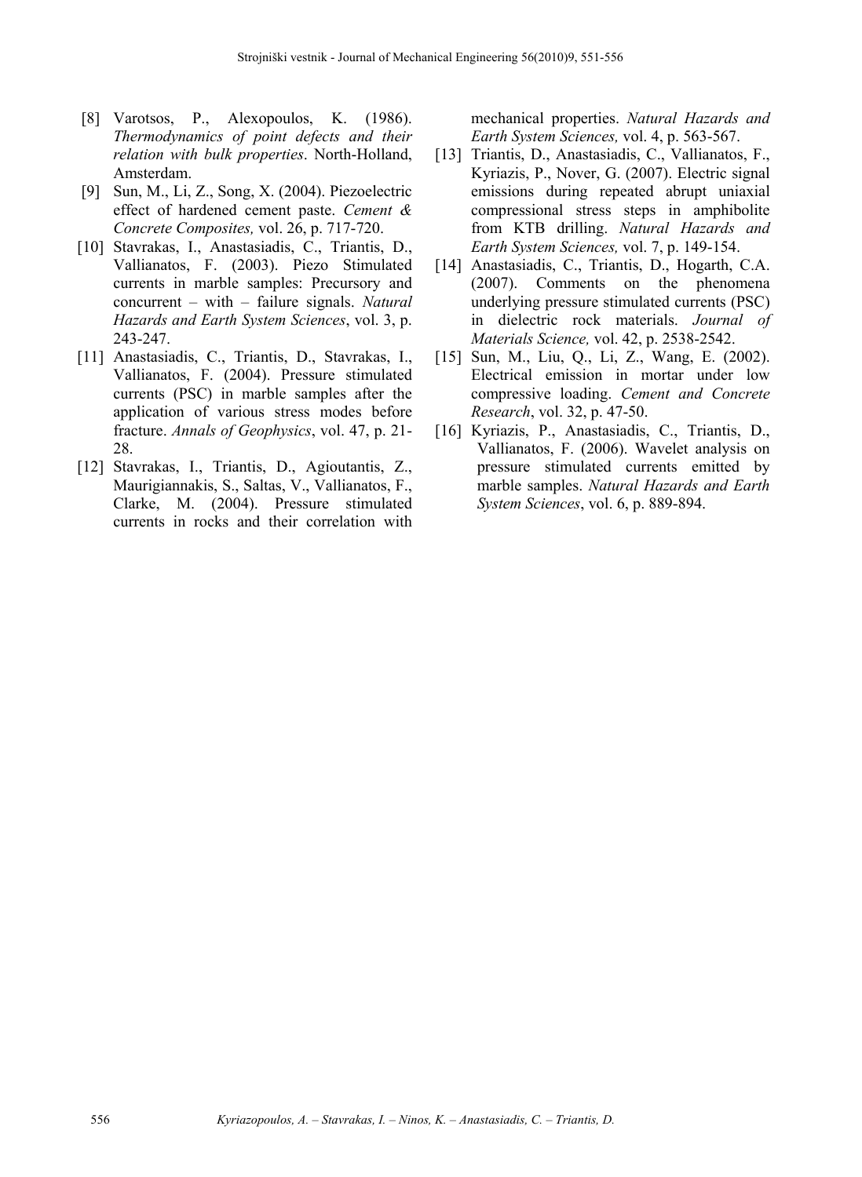[8] Varotsos, P., Alexopoulos, K. (1986). *Thermodynamics of point defects and their relation with bulk properties*. North-Holland, Amsterdam.

[9] Sun, M., Li, Z., Song, X. (2004). Piezoelectric effect of hardened cement paste. *Cement & Concrete Composites,* vol. 26, p. 717-720.

[10] Stavrakas, I., Anastasiadis, C., Triantis, D., Vallianatos, F. (2003). Piezo Stimulated currents in marble samples: Precursory and concurrent – with – failure signals. *Natural Hazards and Earth System Sciences*, vol. 3, p. 243-247.

[11] Anastasiadis, C., Triantis, D., Stavrakas, I., Vallianatos, F. (2004). Pressure stimulated currents (PSC) in marble samples after the application of various stress modes before fracture. *Annals of Geophysics*, vol. 47, p. 21-28.

[12] Stavrakas, I., Triantis, D., Agioutantis, Z., Maurigiannakis, S., Saltas, V., Vallianatos, F., Clarke, M. (2004). Pressure stimulated currents in rocks and their correlation with mechanical properties. *Natural Hazards and Earth System Sciences,* vol. 4, p. 563-567.

[13] Triantis, D., Anastasiadis, C., Vallianatos, F., Kyriazis, P., Nover, G. (2007). Electric signal emissions during repeated abrupt uniaxial compressional stress steps in amphibolite from KTB drilling. *Natural Hazards and Earth System Sciences,* vol. 7, p. 149-154.

[14] Anastasiadis, C., Triantis, D., Hogarth, C.A. (2007). Comments on the phenomena underlying pressure stimulated currents (PSC) in dielectric rock materials. *Journal of Materials Science,* vol. 42, p. 2538-2542.

[15] Sun, M., Liu, Q., Li, Z., Wang, E. (2002). Electrical emission in mortar under low compressive loading. *Cement and Concrete Research*, vol. 32, p. 47-50.

[16] Kyriazis, P., Anastasiadis, C., Triantis, D., Vallianatos, F. (2006). Wavelet analysis on pressure stimulated currents emitted by marble samples. *Natural Hazards and Earth System Sciences*, vol. 6, p. 889-894.